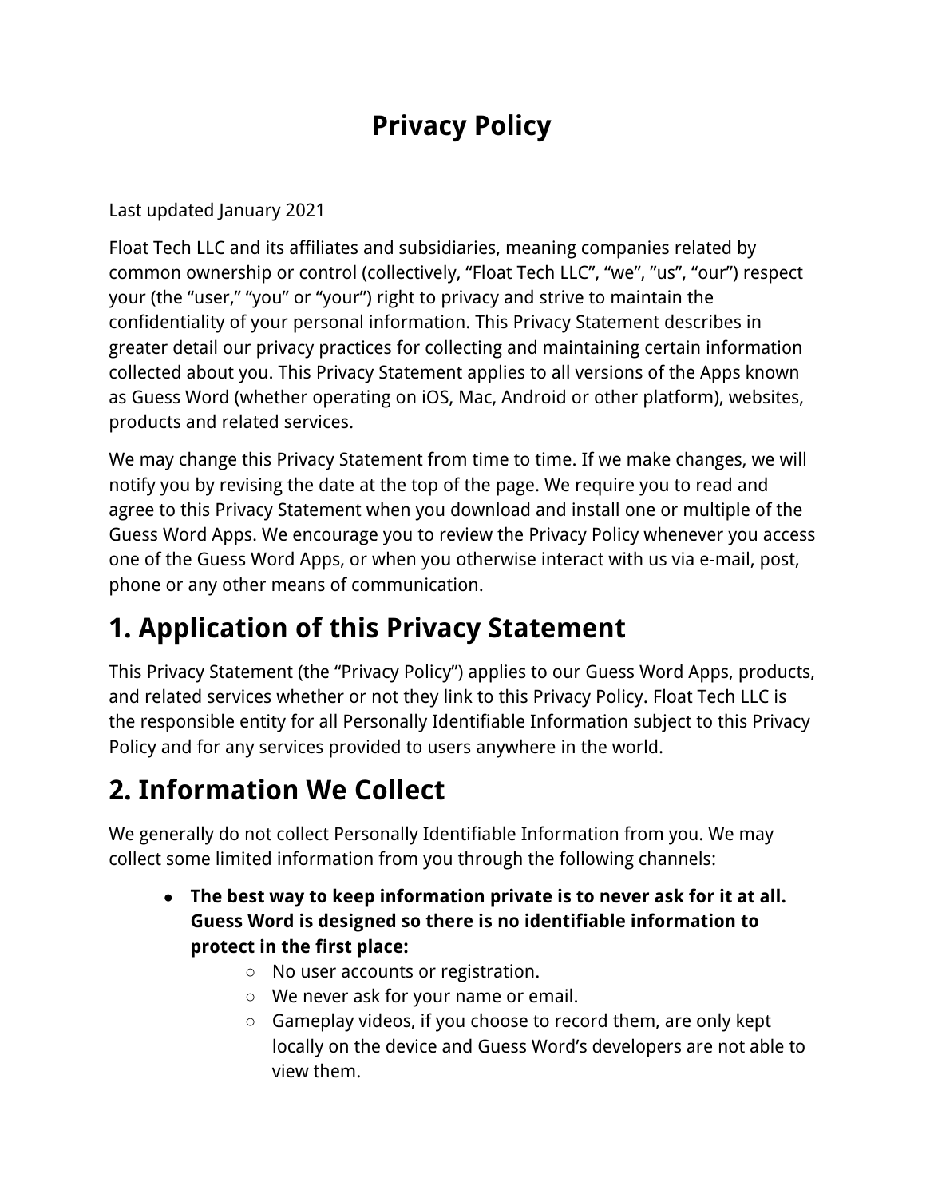# Privacy Policy

Last updated January 2021

Float Tech LLC and its affiliates and subsidiaries, meaning companies related by common ownership or control (collectively, “Float Tech LLC”, “we”, ”us”, “our”) respect your (the “user,” “you” or “your”) right to privacy and strive to maintain the confidentiality of your personal information. This Privacy Statement describes in greater detail our privacy practices for collecting and maintaining certain information collected about you. This Privacy Statement applies to all versions of the Apps known as Guess Word (whether operating on iOS, Mac, Android or other platform), websites, products and related services.

We may change this Privacy Statement from time to time. If we make changes, we will notify you by revising the date at the top of the page. We require you to read and agree to this Privacy Statement when you download and install one or multiple of the Guess Word Apps. We encourage you to review the Privacy Policy whenever you access one of the Guess Word Apps, or when you otherwise interact with us via e-mail, post, phone or any other means of communication.

## 1. Application of this Privacy Statement

This Privacy Statement (the “Privacy Policy”) applies to our Guess Word Apps, products, and related services whether or not they link to this Privacy Policy. Float Tech LLC is the responsible entity for all Personally Identifiable Information subject to this Privacy Policy and for any services provided to users anywhere in the world.

## 2. Information We Collect

We generally do not collect Personally Identifiable Information from you. We may collect some limited information from you through the following channels:

- **The best way to keep information private is to never ask for it at all. Guess Word is designed so there is no identifiable information to protect in the first place:**
    - No user accounts or registration.
    - We never ask for your name or email.
    - Gameplay videos, if you choose to record them, are only kept locally on the device and Guess Word’s developers are not able to view them.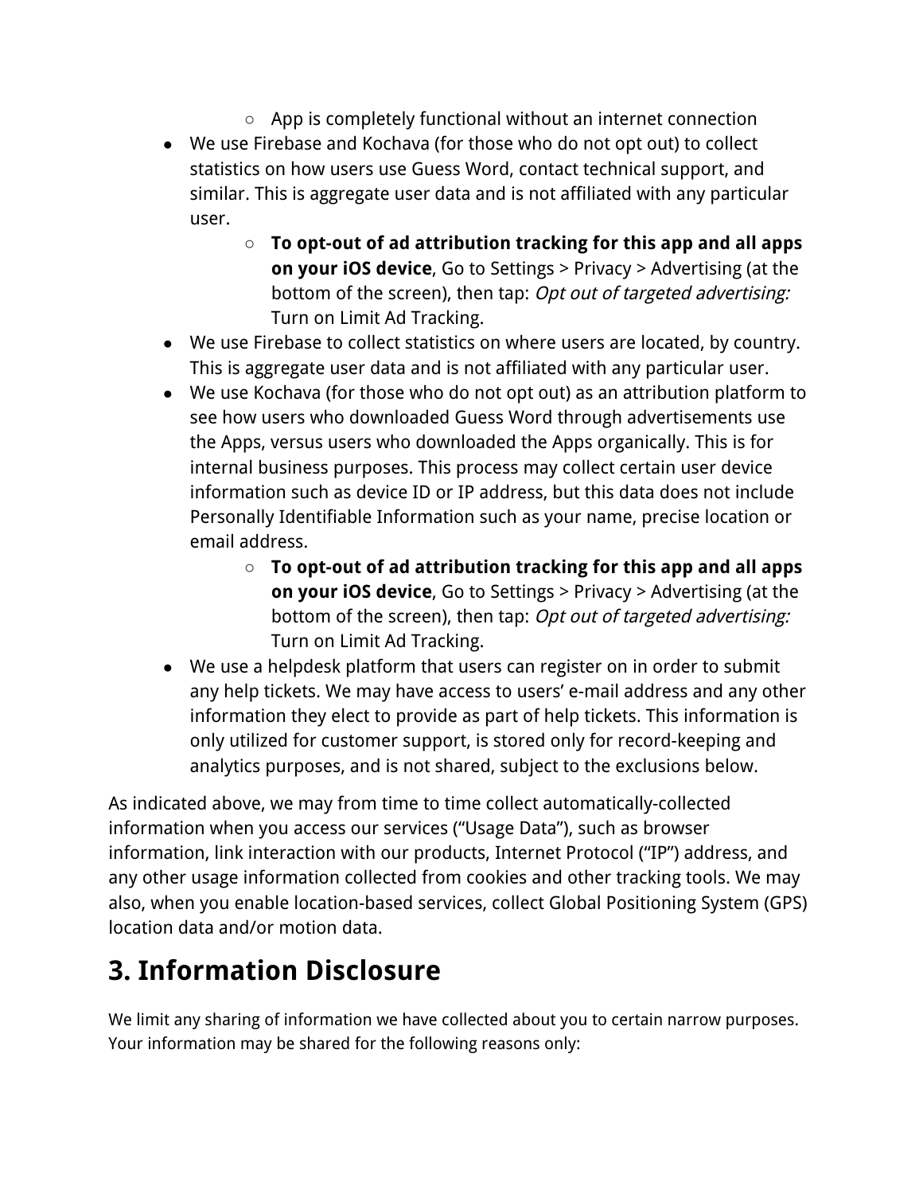- App is completely functional without an internet connection
- We use Firebase and Kochava (for those who do not opt out) to collect statistics on how users use Guess Word, contact technical support, and similar. This is aggregate user data and is not affiliated with any particular user.
    - **To opt-out of ad attribution tracking for this app and all apps on your iOS device**, Go to Settings > Privacy > Advertising (at the bottom of the screen), then tap: *Opt out of targeted advertising:* Turn on Limit Ad Tracking.
- We use Firebase to collect statistics on where users are located, by country. This is aggregate user data and is not affiliated with any particular user.
- We use Kochava (for those who do not opt out) as an attribution platform to see how users who downloaded Guess Word through advertisements use the Apps, versus users who downloaded the Apps organically. This is for internal business purposes. This process may collect certain user device information such as device ID or IP address, but this data does not include Personally Identifiable Information such as your name, precise location or email address.
    - **To opt-out of ad attribution tracking for this app and all apps on your iOS device**, Go to Settings > Privacy > Advertising (at the bottom of the screen), then tap: *Opt out of targeted advertising:* Turn on Limit Ad Tracking.
- We use a helpdesk platform that users can register on in order to submit any help tickets. We may have access to users' e-mail address and any other information they elect to provide as part of help tickets. This information is only utilized for customer support, is stored only for record-keeping and analytics purposes, and is not shared, subject to the exclusions below.

As indicated above, we may from time to time collect automatically-collected information when you access our services ("Usage Data"), such as browser information, link interaction with our products, Internet Protocol ("IP") address, and any other usage information collected from cookies and other tracking tools. We may also, when you enable location-based services, collect Global Positioning System (GPS) location data and/or motion data.

# 3. Information Disclosure

We limit any sharing of information we have collected about you to certain narrow purposes. Your information may be shared for the following reasons only: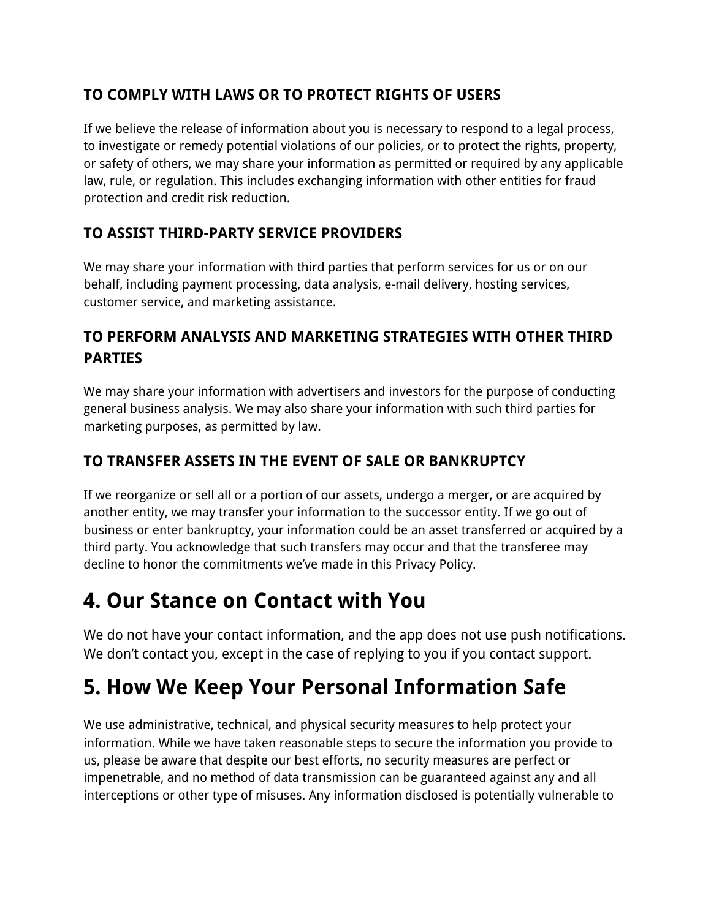### TO COMPLY WITH LAWS OR TO PROTECT RIGHTS OF USERS

If we believe the release of information about you is necessary to respond to a legal process, to investigate or remedy potential violations of our policies, or to protect the rights, property, or safety of others, we may share your information as permitted or required by any applicable law, rule, or regulation. This includes exchanging information with other entities for fraud protection and credit risk reduction.

### TO ASSIST THIRD-PARTY SERVICE PROVIDERS

We may share your information with third parties that perform services for us or on our behalf, including payment processing, data analysis, e-mail delivery, hosting services, customer service, and marketing assistance.

### TO PERFORM ANALYSIS AND MARKETING STRATEGIES WITH OTHER THIRD PARTIES

We may share your information with advertisers and investors for the purpose of conducting general business analysis. We may also share your information with such third parties for marketing purposes, as permitted by law.

### TO TRANSFER ASSETS IN THE EVENT OF SALE OR BANKRUPTCY

If we reorganize or sell all or a portion of our assets, undergo a merger, or are acquired by another entity, we may transfer your information to the successor entity. If we go out of business or enter bankruptcy, your information could be an asset transferred or acquired by a third party. You acknowledge that such transfers may occur and that the transferee may decline to honor the commitments we've made in this Privacy Policy.

## 4. Our Stance on Contact with You

We do not have your contact information, and the app does not use push notifications. We don't contact you, except in the case of replying to you if you contact support.

## 5. How We Keep Your Personal Information Safe

We use administrative, technical, and physical security measures to help protect your information. While we have taken reasonable steps to secure the information you provide to us, please be aware that despite our best efforts, no security measures are perfect or impenetrable, and no method of data transmission can be guaranteed against any and all interceptions or other type of misuses. Any information disclosed is potentially vulnerable to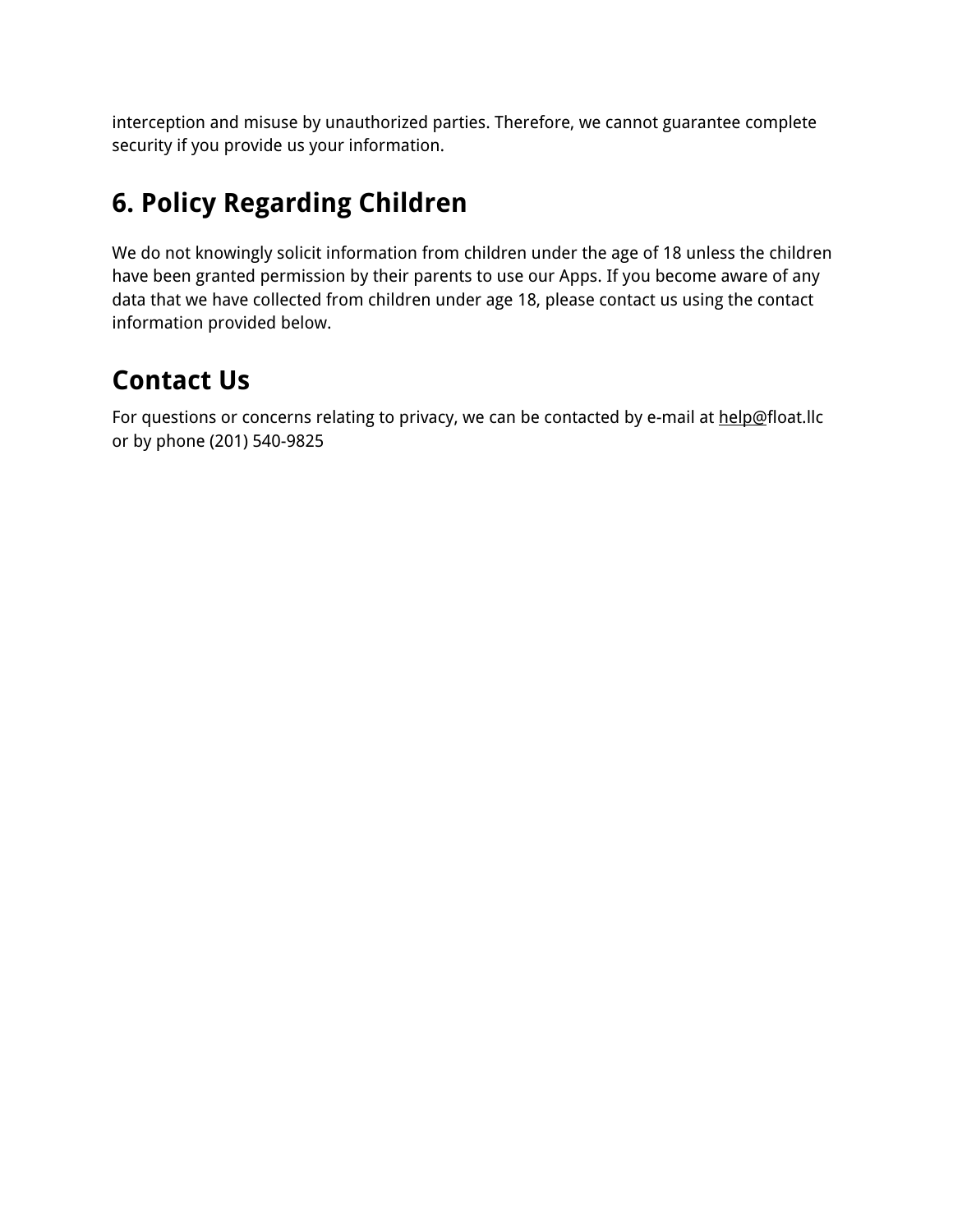interception and misuse by unauthorized parties. Therefore, we cannot guarantee complete security if you provide us your information.

## 6. Policy Regarding Children

We do not knowingly solicit information from children under the age of 18 unless the children have been granted permission by their parents to use our Apps. If you become aware of any data that we have collected from children under age 18, please contact us using the contact information provided below.

## Contact Us

For questions or concerns relating to privacy, we can be contacted by e-mail at help@float.llc or by phone (201) 540-9825